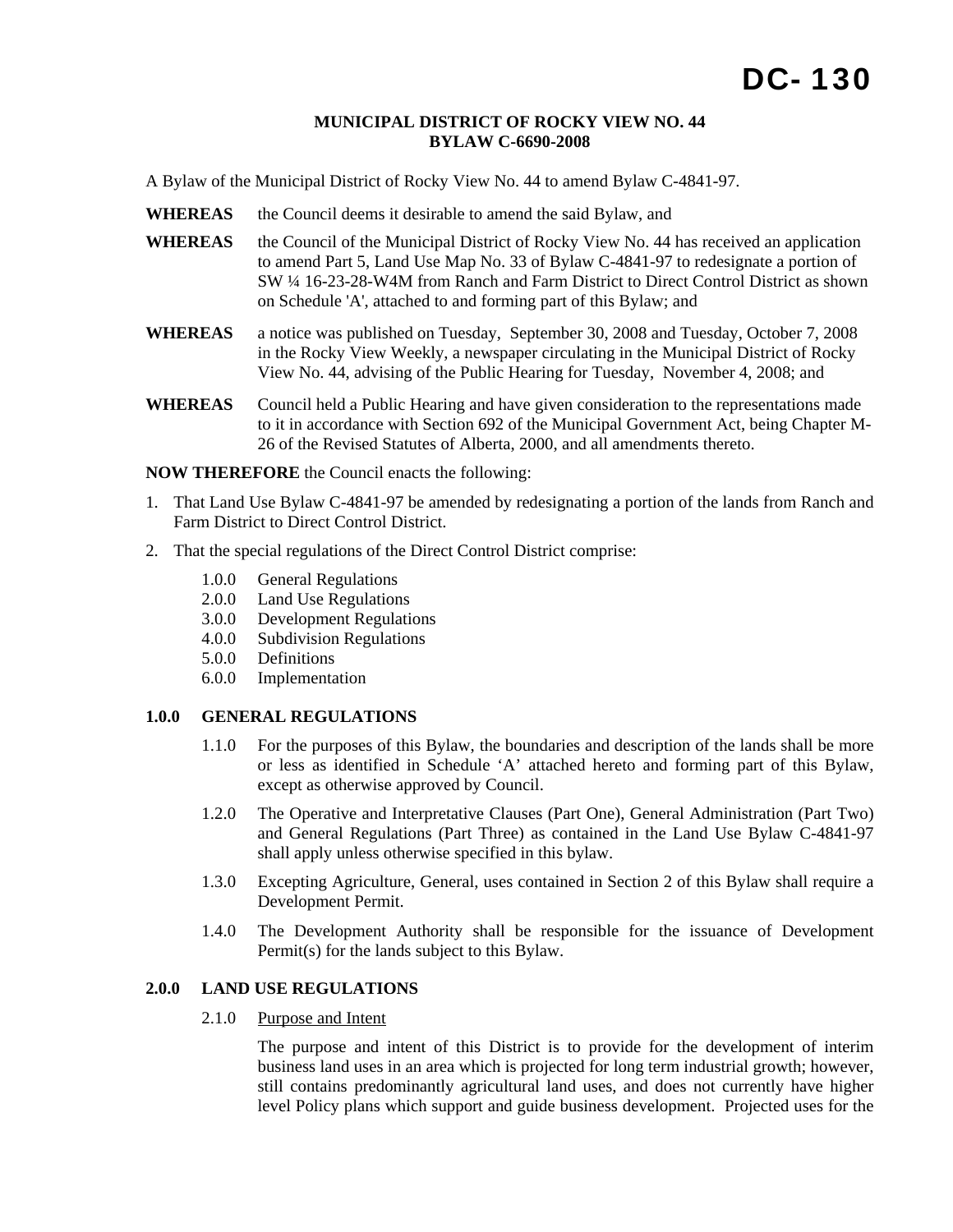# DC- 130

**MUNICIPAL DISTRICT OF ROCKY VIEW NO. 44**
**BYLAW C-6690-2008**

A Bylaw of the Municipal District of Rocky View No. 44 to amend Bylaw C-4841-97.

**WHEREAS** the Council deems it desirable to amend the said Bylaw, and

**WHEREAS** the Council of the Municipal District of Rocky View No. 44 has received an application to amend Part 5, Land Use Map No. 33 of Bylaw C-4841-97 to redesignate a portion of SW ¼ 16-23-28-W4M from Ranch and Farm District to Direct Control District as shown on Schedule 'A', attached to and forming part of this Bylaw; and

**WHEREAS** a notice was published on Tuesday, September 30, 2008 and Tuesday, October 7, 2008 in the Rocky View Weekly, a newspaper circulating in the Municipal District of Rocky View No. 44, advising of the Public Hearing for Tuesday, November 4, 2008; and

**WHEREAS** Council held a Public Hearing and have given consideration to the representations made to it in accordance with Section 692 of the Municipal Government Act, being Chapter M-26 of the Revised Statutes of Alberta, 2000, and all amendments thereto.

**NOW THEREFORE** the Council enacts the following:

1. That Land Use Bylaw C-4841-97 be amended by redesignating a portion of the lands from Ranch and Farm District to Direct Control District.
2. That the special regulations of the Direct Control District comprise:

   1.0.0 General Regulations
   2.0.0 Land Use Regulations
   3.0.0 Development Regulations
   4.0.0 Subdivision Regulations
   5.0.0 Definitions
   6.0.0 Implementation

## 1.0.0 GENERAL REGULATIONS

1.1.0 For the purposes of this Bylaw, the boundaries and description of the lands shall be more or less as identified in Schedule 'A' attached hereto and forming part of this Bylaw, except as otherwise approved by Council.

1.2.0 The Operative and Interpretative Clauses (Part One), General Administration (Part Two) and General Regulations (Part Three) as contained in the Land Use Bylaw C-4841-97 shall apply unless otherwise specified in this bylaw.

1.3.0 Excepting Agriculture, General, uses contained in Section 2 of this Bylaw shall require a Development Permit.

1.4.0 The Development Authority shall be responsible for the issuance of Development Permit(s) for the lands subject to this Bylaw.

## 2.0.0 LAND USE REGULATIONS

2.1.0 Purpose and Intent

The purpose and intent of this District is to provide for the development of interim business land uses in an area which is projected for long term industrial growth; however, still contains predominantly agricultural land uses, and does not currently have higher level Policy plans which support and guide business development. Projected uses for the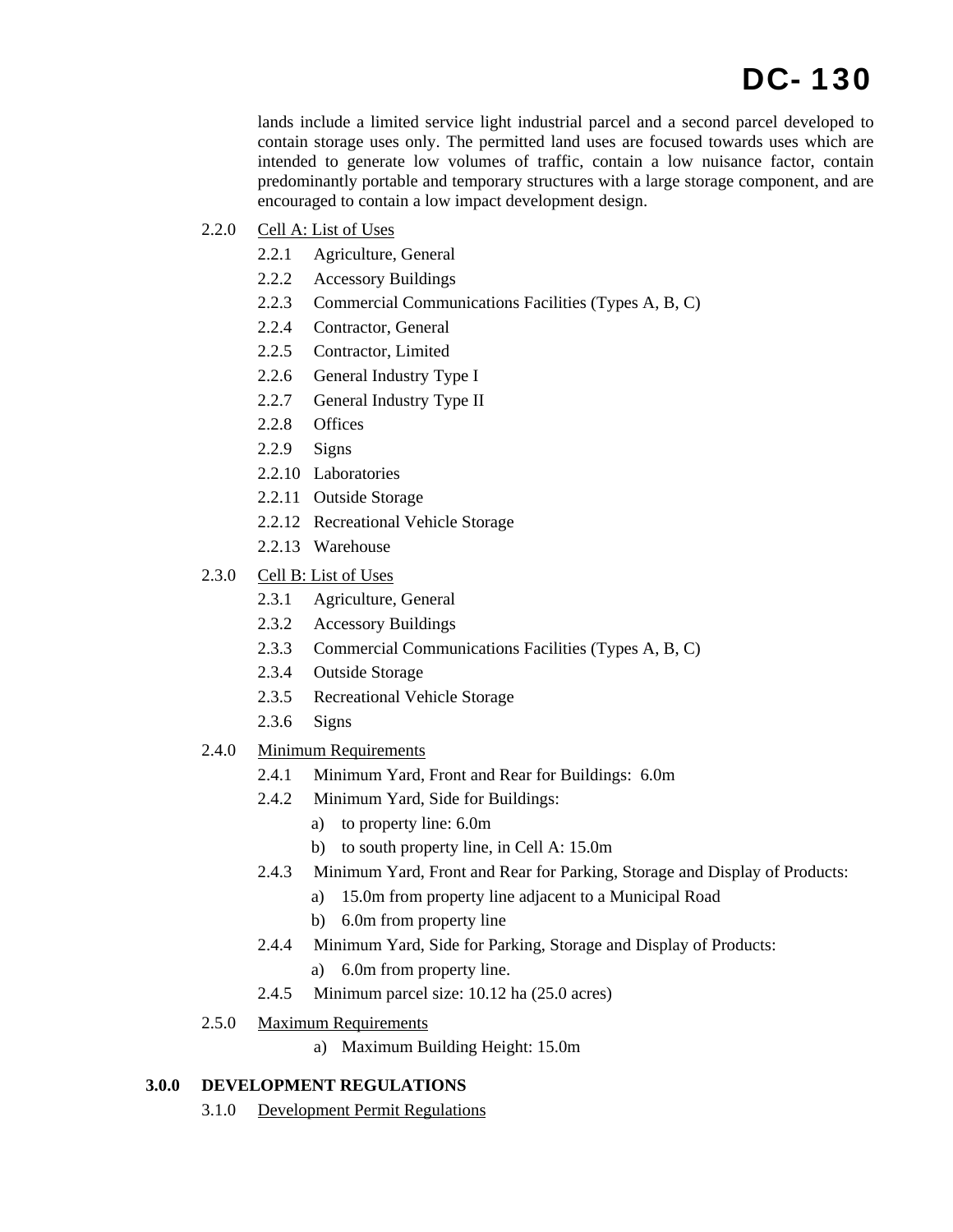lands include a limited service light industrial parcel and a second parcel developed to contain storage uses only. The permitted land uses are focused towards uses which are intended to generate low volumes of traffic, contain a low nuisance factor, contain predominantly portable and temporary structures with a large storage component, and are encouraged to contain a low impact development design.

2.2.0 Cell A: List of Uses

- 2.2.1 Agriculture, General
- 2.2.2 Accessory Buildings
- 2.2.3 Commercial Communications Facilities (Types A, B, C)
- 2.2.4 Contractor, General
- 2.2.5 Contractor, Limited
- 2.2.6 General Industry Type I
- 2.2.7 General Industry Type II
- 2.2.8 Offices
- 2.2.9 Signs
- 2.2.10 Laboratories
- 2.2.11 Outside Storage
- 2.2.12 Recreational Vehicle Storage
- 2.2.13 Warehouse

2.3.0 Cell B: List of Uses

- 2.3.1 Agriculture, General
- 2.3.2 Accessory Buildings
- 2.3.3 Commercial Communications Facilities (Types A, B, C)
- 2.3.4 Outside Storage
- 2.3.5 Recreational Vehicle Storage
- 2.3.6 Signs

2.4.0 Minimum Requirements

- 2.4.1 Minimum Yard, Front and Rear for Buildings: 6.0m
- 2.4.2 Minimum Yard, Side for Buildings:
  - a) to property line: 6.0m
  - b) to south property line, in Cell A: 15.0m
- 2.4.3 Minimum Yard, Front and Rear for Parking, Storage and Display of Products:
  - a) 15.0m from property line adjacent to a Municipal Road
  - b) 6.0m from property line
- 2.4.4 Minimum Yard, Side for Parking, Storage and Display of Products:
  - a) 6.0m from property line.
- 2.4.5 Minimum parcel size: 10.12 ha (25.0 acres)

2.5.0 Maximum Requirements

- a) Maximum Building Height: 15.0m

## 3.0.0 DEVELOPMENT REGULATIONS

3.1.0 Development Permit Regulations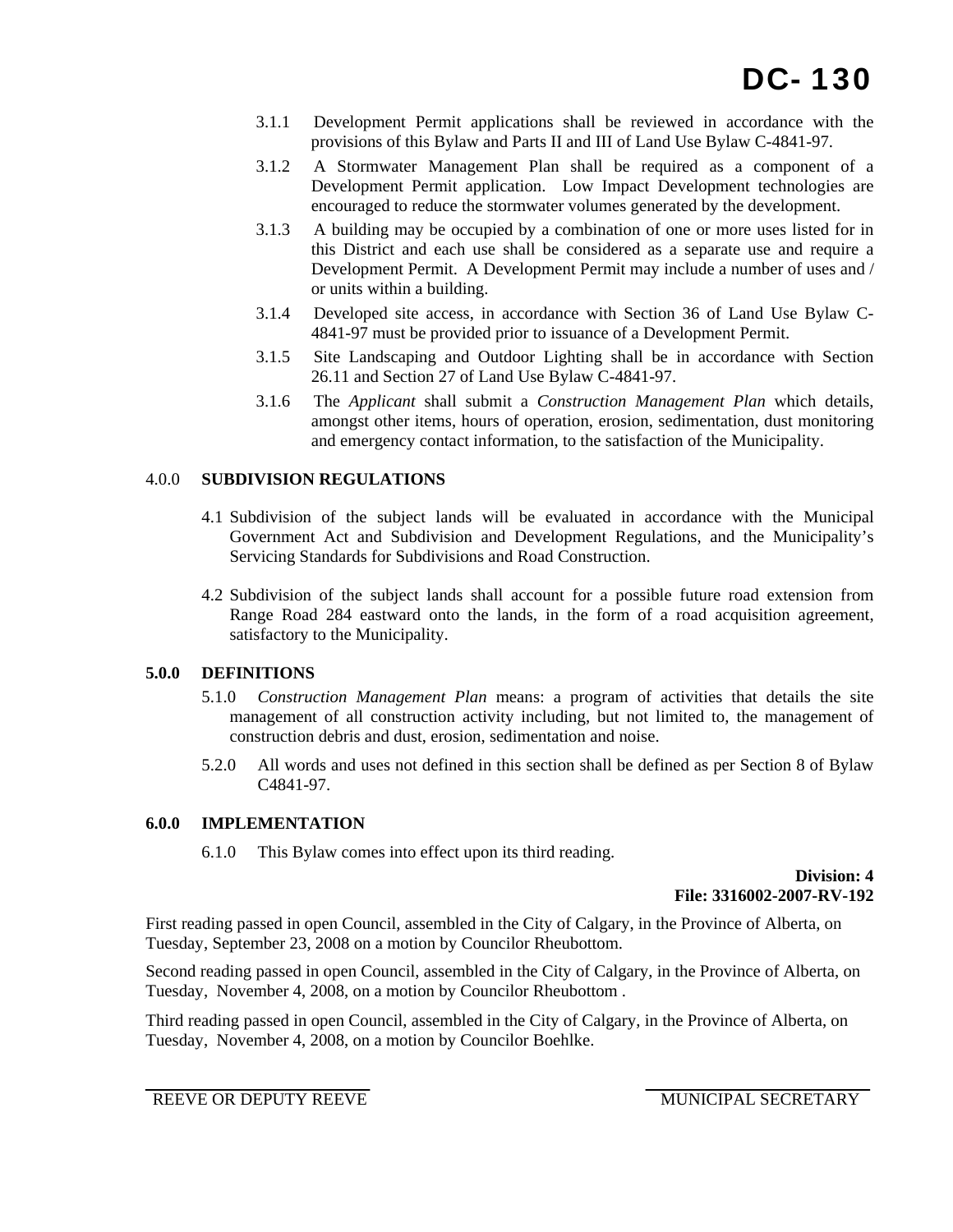# DC- 130

3.1.1 Development Permit applications shall be reviewed in accordance with the provisions of this Bylaw and Parts II and III of Land Use Bylaw C-4841-97.

3.1.2 A Stormwater Management Plan shall be required as a component of a Development Permit application. Low Impact Development technologies are encouraged to reduce the stormwater volumes generated by the development.

3.1.3 A building may be occupied by a combination of one or more uses listed for in this District and each use shall be considered as a separate use and require a Development Permit. A Development Permit may include a number of uses and / or units within a building.

3.1.4 Developed site access, in accordance with Section 36 of Land Use Bylaw C-4841-97 must be provided prior to issuance of a Development Permit.

3.1.5 Site Landscaping and Outdoor Lighting shall be in accordance with Section 26.11 and Section 27 of Land Use Bylaw C-4841-97.

3.1.6 The *Applicant* shall submit a *Construction Management Plan* which details, amongst other items, hours of operation, erosion, sedimentation, dust monitoring and emergency contact information, to the satisfaction of the Municipality.

4.0.0 **SUBDIVISION REGULATIONS**

4.1 Subdivision of the subject lands will be evaluated in accordance with the Municipal Government Act and Subdivision and Development Regulations, and the Municipality's Servicing Standards for Subdivisions and Road Construction.

4.2 Subdivision of the subject lands shall account for a possible future road extension from Range Road 284 eastward onto the lands, in the form of a road acquisition agreement, satisfactory to the Municipality.

**5.0.0 DEFINITIONS**

5.1.0 *Construction Management Plan* means: a program of activities that details the site management of all construction activity including, but not limited to, the management of construction debris and dust, erosion, sedimentation and noise.

5.2.0 All words and uses not defined in this section shall be defined as per Section 8 of Bylaw C4841-97.

**6.0.0 IMPLEMENTATION**

6.1.0 This Bylaw comes into effect upon its third reading.

**Division: 4**
**File: 3316002-2007-RV-192**

First reading passed in open Council, assembled in the City of Calgary, in the Province of Alberta, on Tuesday, September 23, 2008 on a motion by Councilor Rheubottom.

Second reading passed in open Council, assembled in the City of Calgary, in the Province of Alberta, on Tuesday, November 4, 2008, on a motion by Councilor Rheubottom .

Third reading passed in open Council, assembled in the City of Calgary, in the Province of Alberta, on Tuesday, November 4, 2008, on a motion by Councilor Boehlke.

REEVE OR DEPUTY REEVE

MUNICIPAL SECRETARY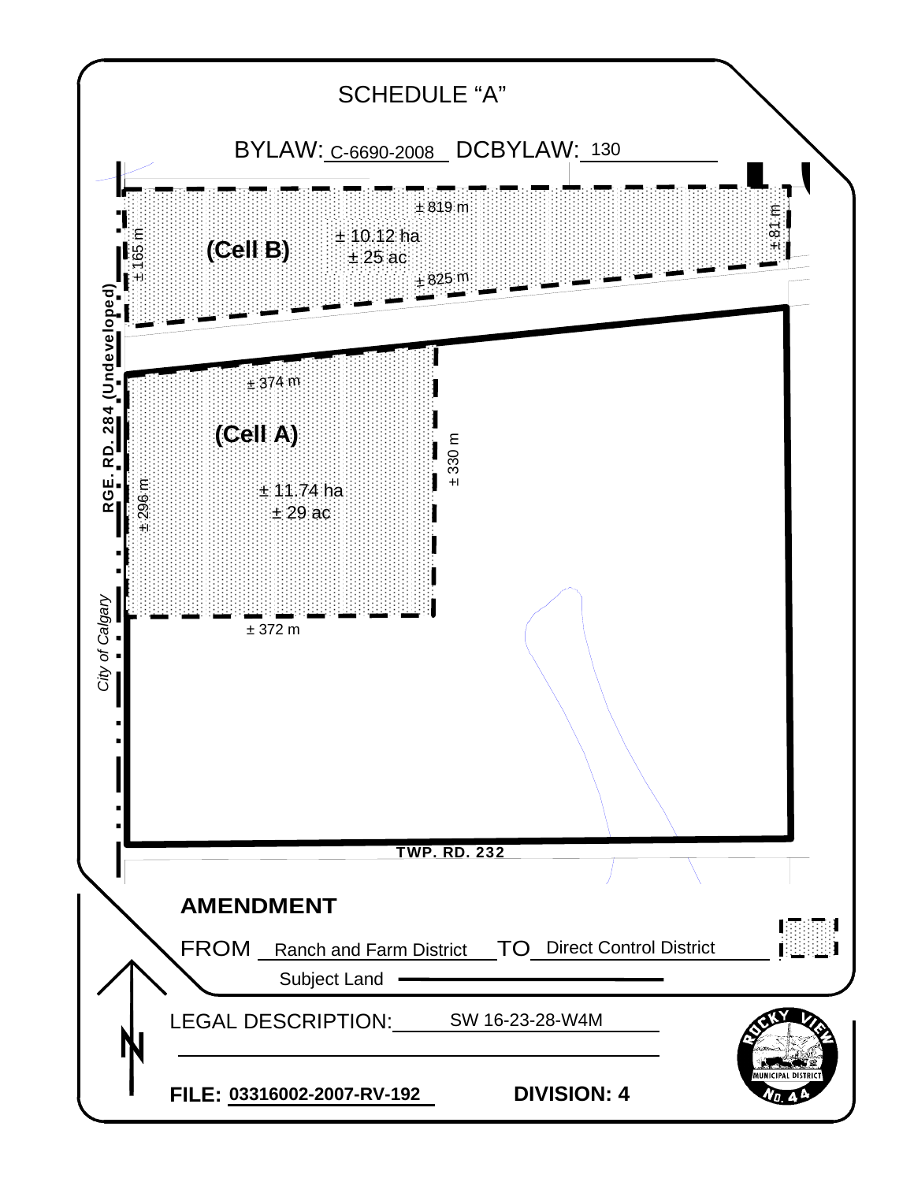# SCHEDULE "A"

BYLAW: C-6690-2008 DCBYLAW: 130

± 819 m

± 81 m

± 165 m

(Cell B)

± 10.12 ha

± 25 ac

± 825 m

RGE. RD. 284 (Undeveloped)

± 374 m

(Cell A)

± 330 m

± 296 m

± 11.74 ha

± 29 ac

± 372 m

*City of Calgary*

TWP. RD. 232

**AMENDMENT**

FROM Ranch and Farm District TO Direct Control District

Subject Land

LEGAL DESCRIPTION: SW 16-23-28-W4M

**FILE: 03316002-2007-RV-192**

**DIVISION: 4**

ROCKY VIEW MUNICIPAL DISTRICT No. 44